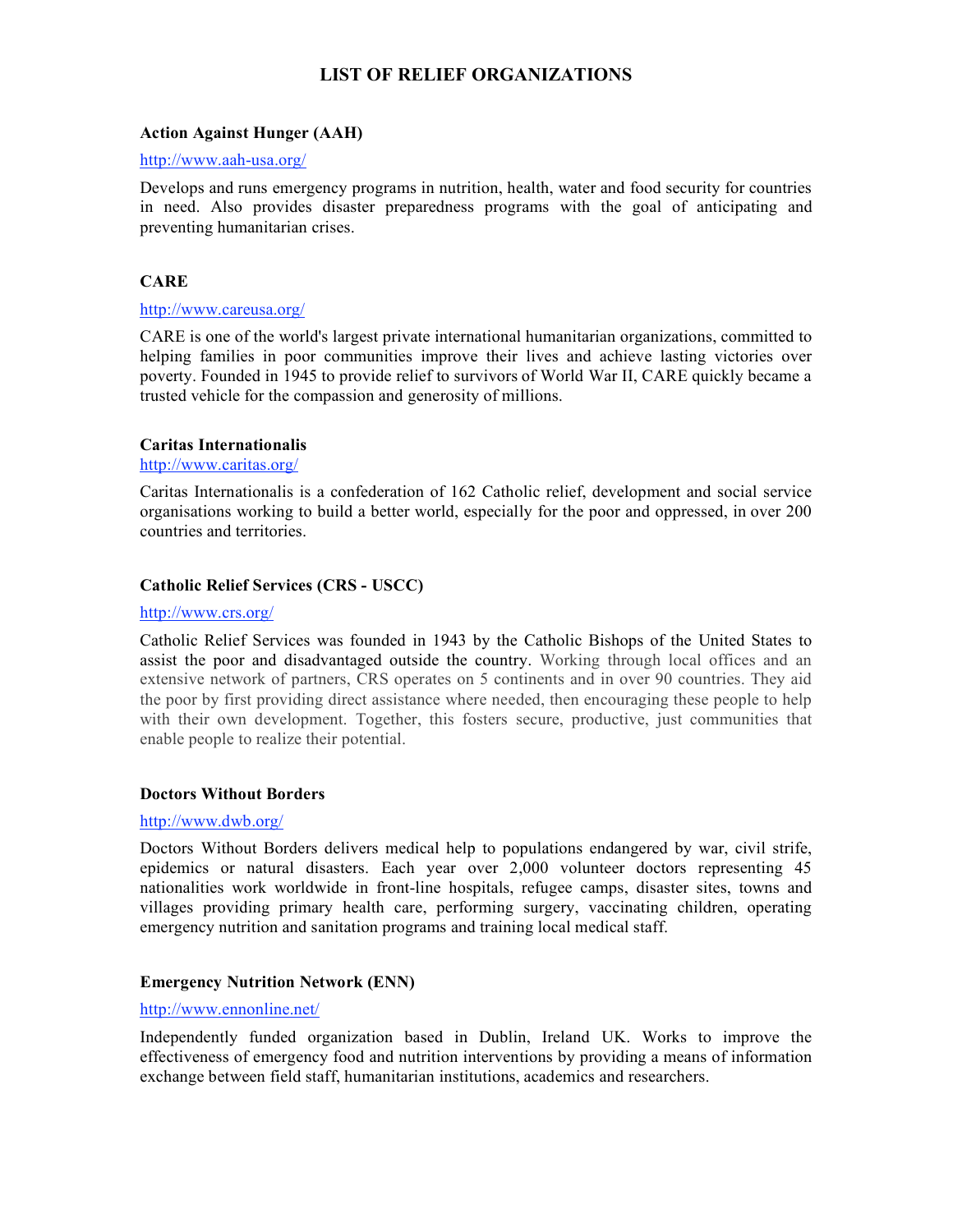# LIST OF RELIEF ORGANIZATIONS

**Action Against Hunger (AAH)**

http://www.aah-usa.org/

Develops and runs emergency programs in nutrition, health, water and food security for countries in need. Also provides disaster preparedness programs with the goal of anticipating and preventing humanitarian crises.

**CARE**

http://www.careusa.org/

CARE is one of the world's largest private international humanitarian organizations, committed to helping families in poor communities improve their lives and achieve lasting victories over poverty. Founded in 1945 to provide relief to survivors of World War II, CARE quickly became a trusted vehicle for the compassion and generosity of millions.

**Caritas Internationalis**

http://www.caritas.org/

Caritas Internationalis is a confederation of 162 Catholic relief, development and social service organisations working to build a better world, especially for the poor and oppressed, in over 200 countries and territories.

**Catholic Relief Services (CRS - USCC)**

http://www.crs.org/

Catholic Relief Services was founded in 1943 by the Catholic Bishops of the United States to assist the poor and disadvantaged outside the country. Working through local offices and an extensive network of partners, CRS operates on 5 continents and in over 90 countries. They aid the poor by first providing direct assistance where needed, then encouraging these people to help with their own development. Together, this fosters secure, productive, just communities that enable people to realize their potential.

**Doctors Without Borders**

http://www.dwb.org/

Doctors Without Borders delivers medical help to populations endangered by war, civil strife, epidemics or natural disasters. Each year over 2,000 volunteer doctors representing 45 nationalities work worldwide in front-line hospitals, refugee camps, disaster sites, towns and villages providing primary health care, performing surgery, vaccinating children, operating emergency nutrition and sanitation programs and training local medical staff.

**Emergency Nutrition Network (ENN)**

http://www.ennonline.net/

Independently funded organization based in Dublin, Ireland UK. Works to improve the effectiveness of emergency food and nutrition interventions by providing a means of information exchange between field staff, humanitarian institutions, academics and researchers.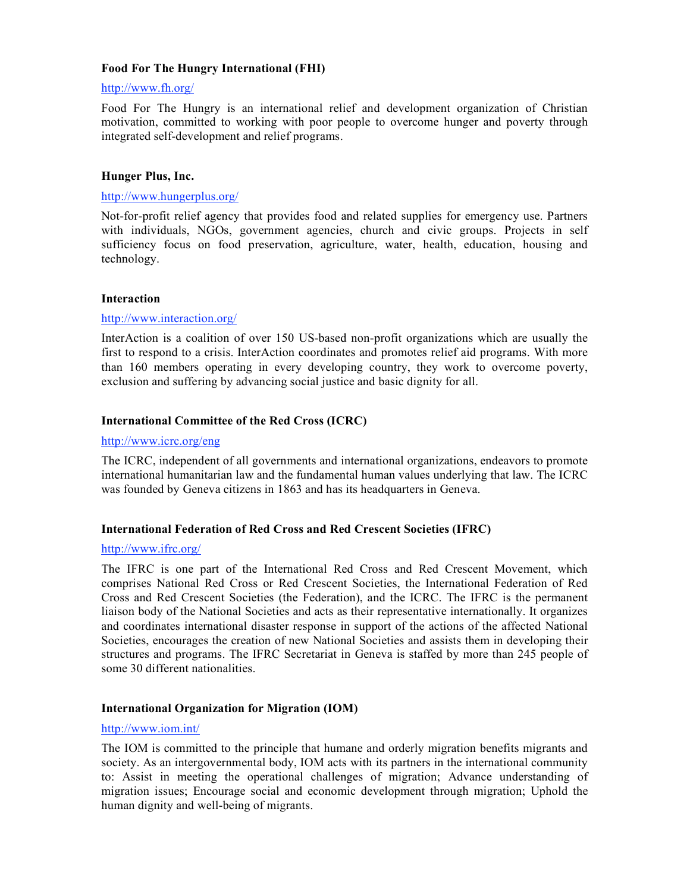**Food For The Hungry International (FHI)**

http://www.fh.org/

Food For The Hungry is an international relief and development organization of Christian motivation, committed to working with poor people to overcome hunger and poverty through integrated self-development and relief programs.

**Hunger Plus, Inc.**

http://www.hungerplus.org/

Not-for-profit relief agency that provides food and related supplies for emergency use. Partners with individuals, NGOs, government agencies, church and civic groups. Projects in self sufficiency focus on food preservation, agriculture, water, health, education, housing and technology.

**Interaction**

http://www.interaction.org/

InterAction is a coalition of over 150 US-based non-profit organizations which are usually the first to respond to a crisis. InterAction coordinates and promotes relief aid programs. With more than 160 members operating in every developing country, they work to overcome poverty, exclusion and suffering by advancing social justice and basic dignity for all.

**International Committee of the Red Cross (ICRC)**

http://www.icrc.org/eng

The ICRC, independent of all governments and international organizations, endeavors to promote international humanitarian law and the fundamental human values underlying that law. The ICRC was founded by Geneva citizens in 1863 and has its headquarters in Geneva.

**International Federation of Red Cross and Red Crescent Societies (IFRC)**

http://www.ifrc.org/

The IFRC is one part of the International Red Cross and Red Crescent Movement, which comprises National Red Cross or Red Crescent Societies, the International Federation of Red Cross and Red Crescent Societies (the Federation), and the ICRC. The IFRC is the permanent liaison body of the National Societies and acts as their representative internationally. It organizes and coordinates international disaster response in support of the actions of the affected National Societies, encourages the creation of new National Societies and assists them in developing their structures and programs. The IFRC Secretariat in Geneva is staffed by more than 245 people of some 30 different nationalities.

**International Organization for Migration (IOM)**

http://www.iom.int/

The IOM is committed to the principle that humane and orderly migration benefits migrants and society. As an intergovernmental body, IOM acts with its partners in the international community to: Assist in meeting the operational challenges of migration; Advance understanding of migration issues; Encourage social and economic development through migration; Uphold the human dignity and well-being of migrants.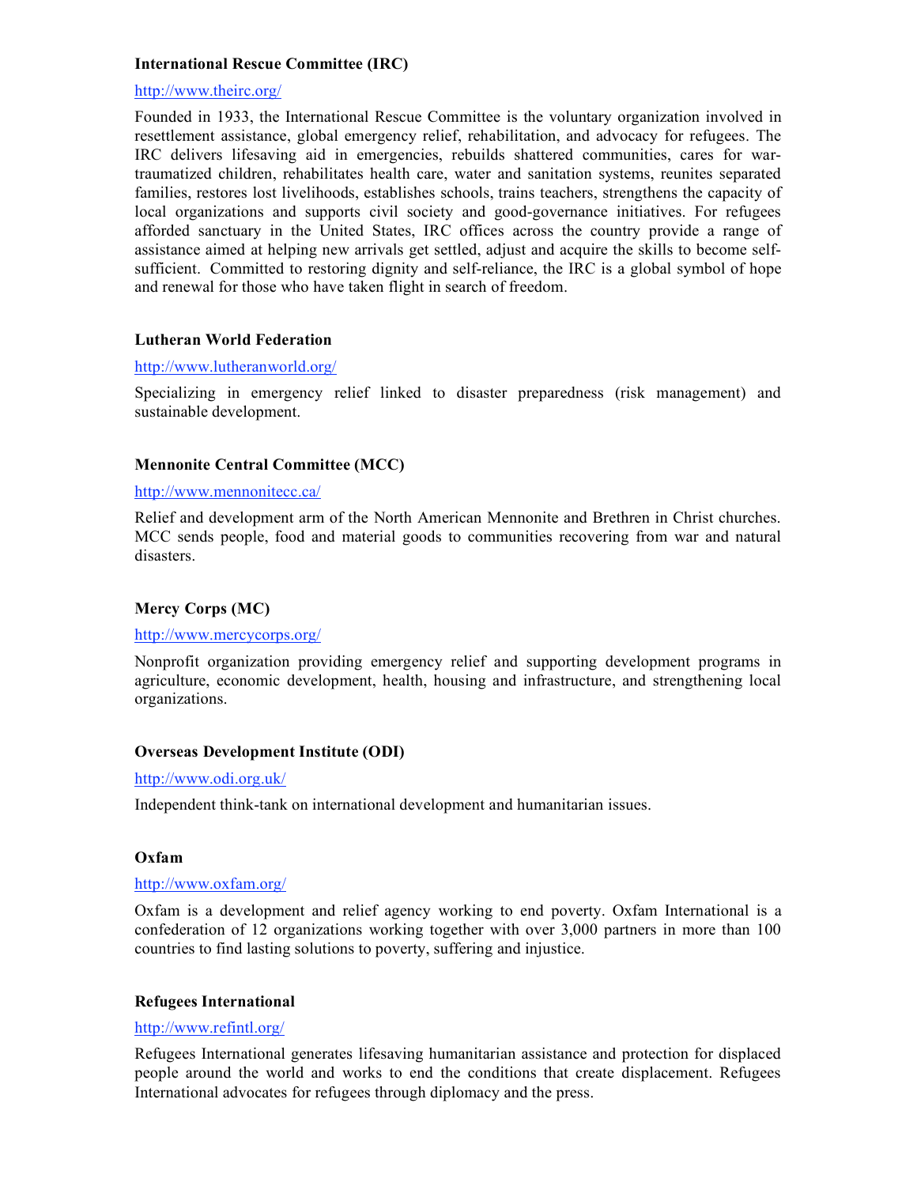**International Rescue Committee (IRC)**

http://www.theirc.org/

Founded in 1933, the International Rescue Committee is the voluntary organization involved in resettlement assistance, global emergency relief, rehabilitation, and advocacy for refugees. The IRC delivers lifesaving aid in emergencies, rebuilds shattered communities, cares for war-traumatized children, rehabilitates health care, water and sanitation systems, reunites separated families, restores lost livelihoods, establishes schools, trains teachers, strengthens the capacity of local organizations and supports civil society and good-governance initiatives. For refugees afforded sanctuary in the United States, IRC offices across the country provide a range of assistance aimed at helping new arrivals get settled, adjust and acquire the skills to become self-sufficient. Committed to restoring dignity and self-reliance, the IRC is a global symbol of hope and renewal for those who have taken flight in search of freedom.

**Lutheran World Federation**

http://www.lutheranworld.org/

Specializing in emergency relief linked to disaster preparedness (risk management) and sustainable development.

**Mennonite Central Committee (MCC)**

http://www.mennonitecc.ca/

Relief and development arm of the North American Mennonite and Brethren in Christ churches. MCC sends people, food and material goods to communities recovering from war and natural disasters.

**Mercy Corps (MC)**

http://www.mercycorps.org/

Nonprofit organization providing emergency relief and supporting development programs in agriculture, economic development, health, housing and infrastructure, and strengthening local organizations.

**Overseas Development Institute (ODI)**

http://www.odi.org.uk/

Independent think-tank on international development and humanitarian issues.

**Oxfam**

http://www.oxfam.org/

Oxfam is a development and relief agency working to end poverty. Oxfam International is a confederation of 12 organizations working together with over 3,000 partners in more than 100 countries to find lasting solutions to poverty, suffering and injustice.

**Refugees International**

http://www.refintl.org/

Refugees International generates lifesaving humanitarian assistance and protection for displaced people around the world and works to end the conditions that create displacement. Refugees International advocates for refugees through diplomacy and the press.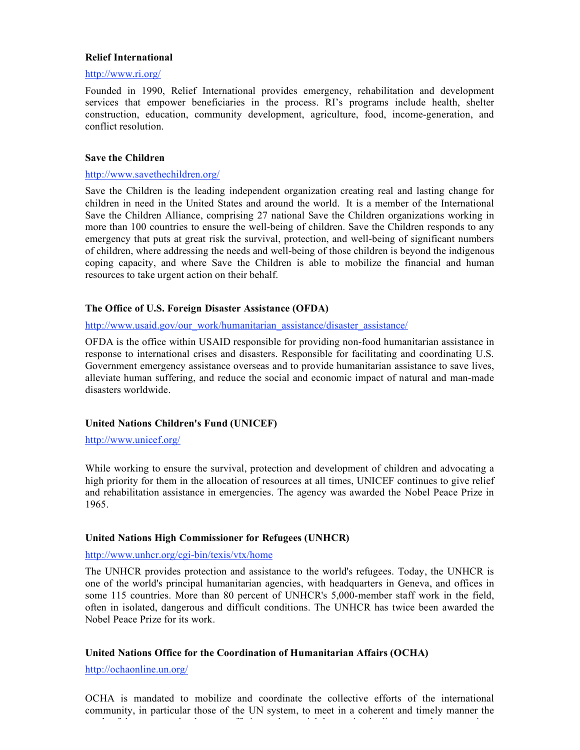**Relief International**

http://www.ri.org/

Founded in 1990, Relief International provides emergency, rehabilitation and development services that empower beneficiaries in the process. RI's programs include health, shelter construction, education, community development, agriculture, food, income-generation, and conflict resolution.

**Save the Children**

http://www.savethechildren.org/

Save the Children is the leading independent organization creating real and lasting change for children in need in the United States and around the world. It is a member of the International Save the Children Alliance, comprising 27 national Save the Children organizations working in more than 100 countries to ensure the well-being of children. Save the Children responds to any emergency that puts at great risk the survival, protection, and well-being of significant numbers of children, where addressing the needs and well-being of those children is beyond the indigenous coping capacity, and where Save the Children is able to mobilize the financial and human resources to take urgent action on their behalf.

**The Office of U.S. Foreign Disaster Assistance (OFDA)**

http://www.usaid.gov/our_work/humanitarian_assistance/disaster_assistance/

OFDA is the office within USAID responsible for providing non-food humanitarian assistance in response to international crises and disasters. Responsible for facilitating and coordinating U.S. Government emergency assistance overseas and to provide humanitarian assistance to save lives, alleviate human suffering, and reduce the social and economic impact of natural and man-made disasters worldwide.

**United Nations Children's Fund (UNICEF)**

http://www.unicef.org/

While working to ensure the survival, protection and development of children and advocating a high priority for them in the allocation of resources at all times, UNICEF continues to give relief and rehabilitation assistance in emergencies. The agency was awarded the Nobel Peace Prize in 1965.

**United Nations High Commissioner for Refugees (UNHCR)**

http://www.unhcr.org/cgi-bin/texis/vtx/home

The UNHCR provides protection and assistance to the world's refugees. Today, the UNHCR is one of the world's principal humanitarian agencies, with headquarters in Geneva, and offices in some 115 countries. More than 80 percent of UNHCR's 5,000-member staff work in the field, often in isolated, dangerous and difficult conditions. The UNHCR has twice been awarded the Nobel Peace Prize for its work.

**United Nations Office for the Coordination of Humanitarian Affairs (OCHA)**

http://ochaonline.un.org/

OCHA is mandated to mobilize and coordinate the collective efforts of the international community, in particular those of the UN system, to meet in a coherent and timely manner the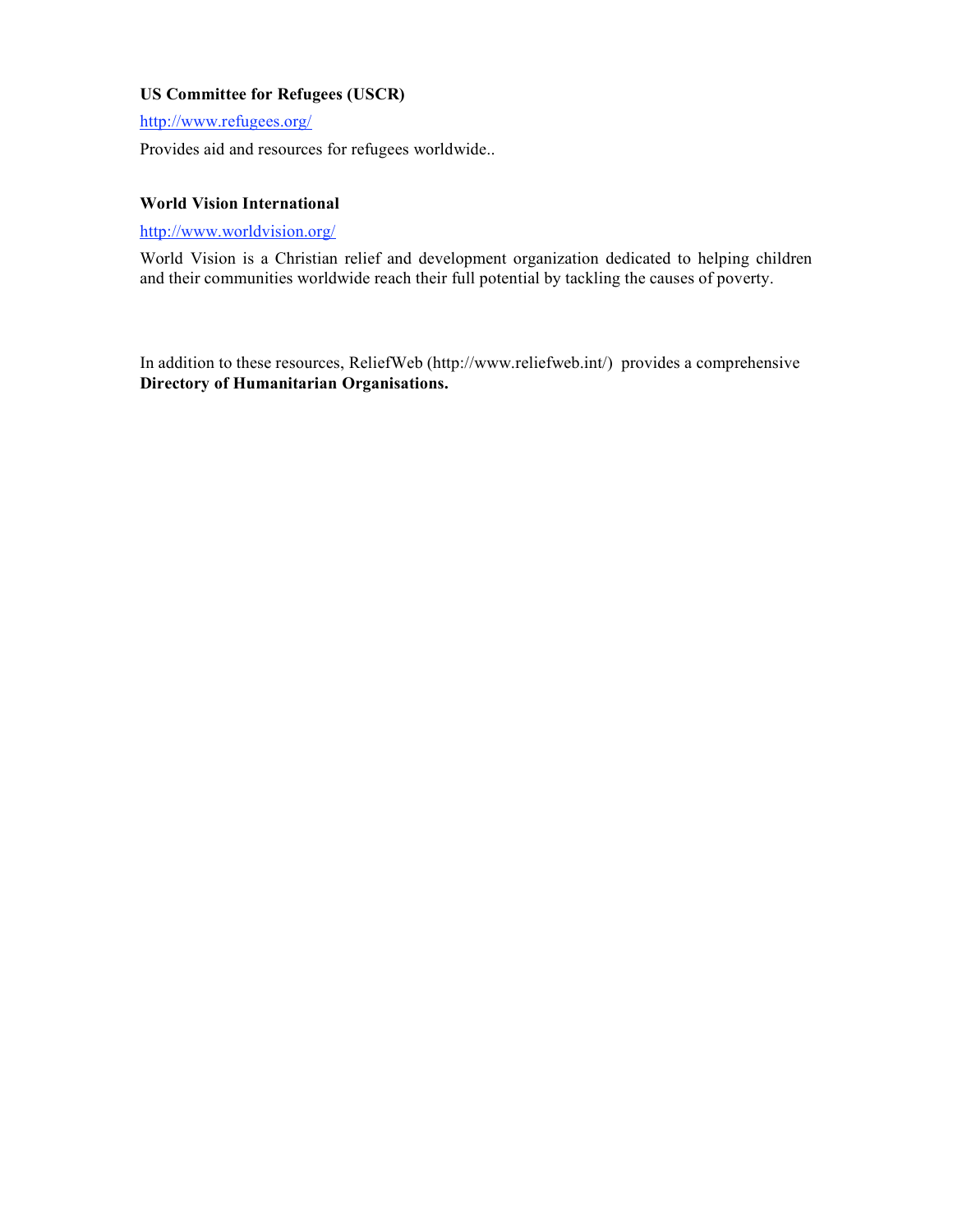**US Committee for Refugees (USCR)**

http://www.refugees.org/

Provides aid and resources for refugees worldwide..

**World Vision International**

http://www.worldvision.org/

World Vision is a Christian relief and development organization dedicated to helping children and their communities worldwide reach their full potential by tackling the causes of poverty.

In addition to these resources, ReliefWeb (http://www.reliefweb.int/) provides a comprehensive **Directory of Humanitarian Organisations.**